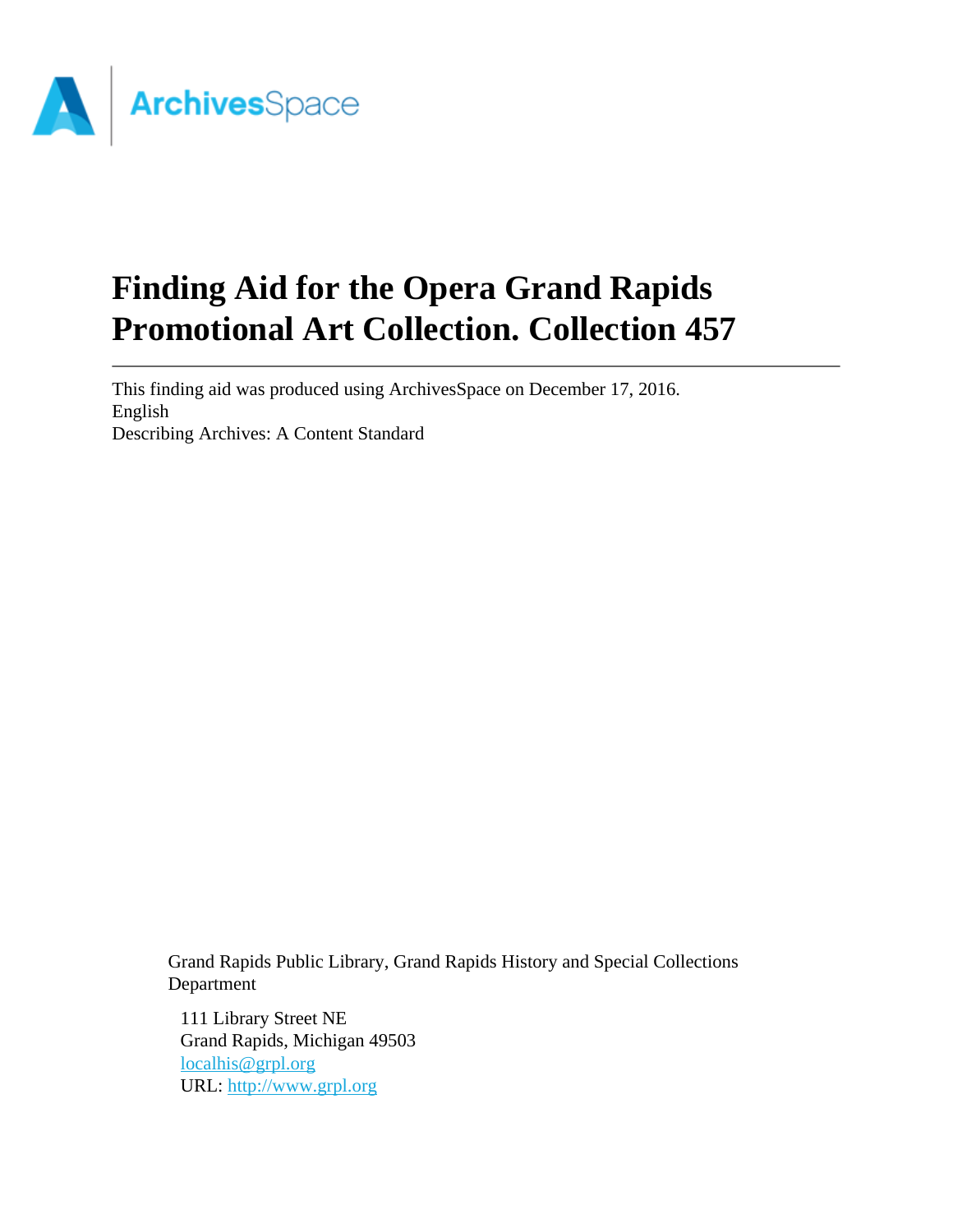# Finding Aid for the Opera Grand Rapids Promotional Art Collection. Collection 457

This finding aid was produced using ArchivesSpace on December 17, 2016.
English
Describing Archives: A Content Standard

Grand Rapids Public Library, Grand Rapids History and Special Collections Department

111 Library Street NE
Grand Rapids, Michigan 49503
[localhis@grpl.org](mailto:localhis@grpl.org)
URL: [http://www.grpl.org](http://www.grpl.org)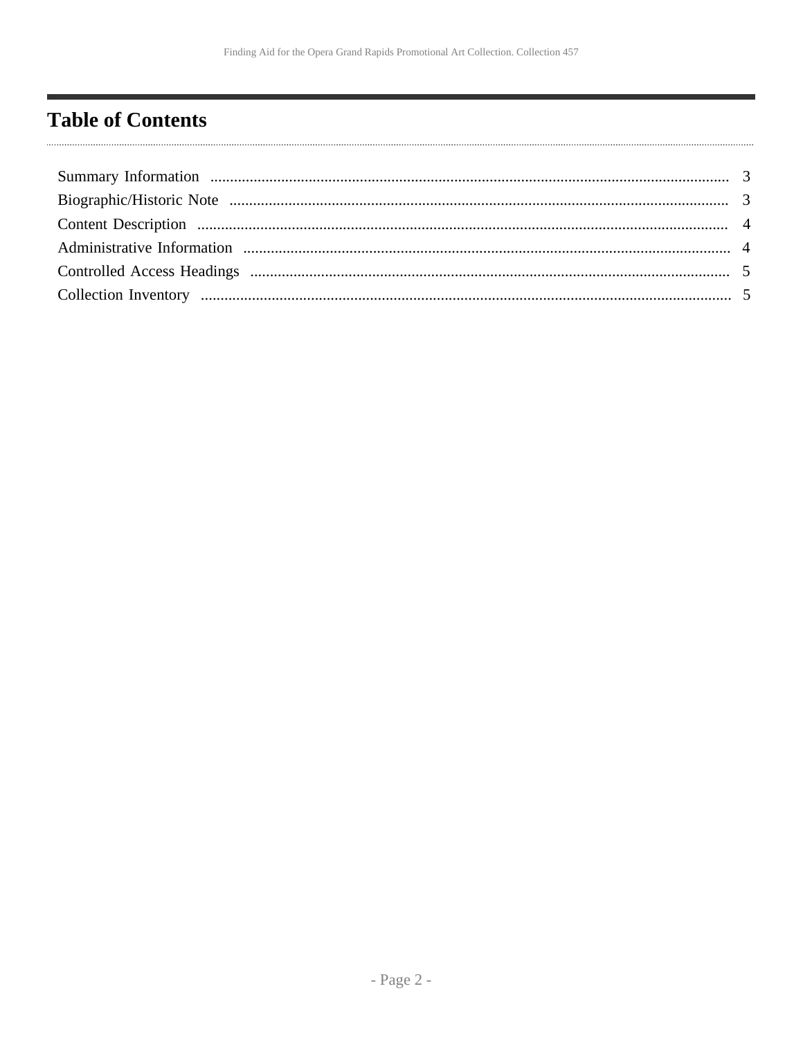## Table of Contents

Summary Information ..................................................................................................................................... 3
Biographic/Historic Note .............................................................................................................................. 3
Content Description ....................................................................................................................................... 4
Administrative Information ........................................................................................................................... 4
Controlled Access Headings ......................................................................................................................... 5
Collection Inventory ...................................................................................................................................... 5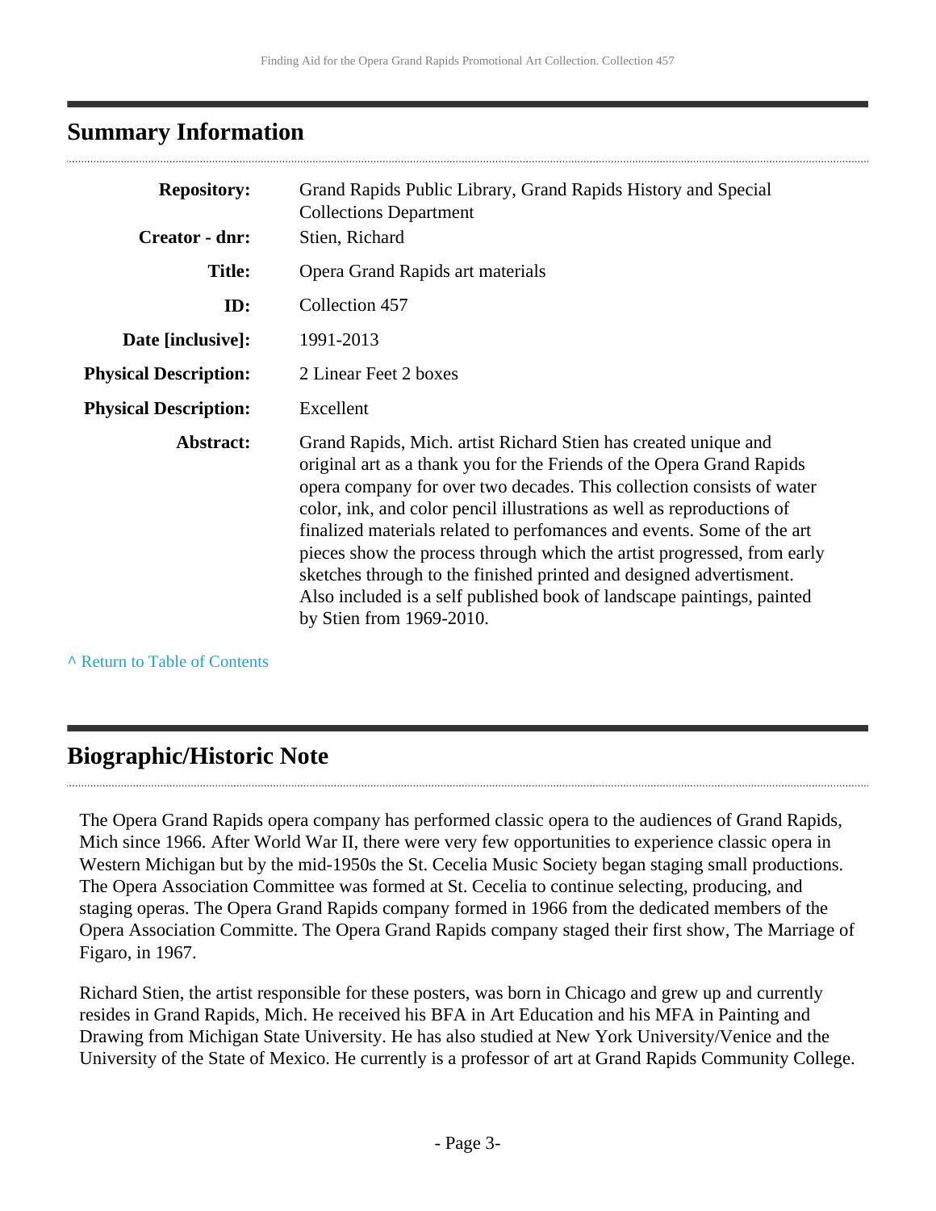## Summary Information

| | |
|---|---|
| **Repository:** | Grand Rapids Public Library, Grand Rapids History and Special Collections Department |
| **Creator - dnr:** | Stien, Richard |
| **Title:** | Opera Grand Rapids art materials |
| **ID:** | Collection 457 |
| **Date [inclusive]:** | 1991-2013 |
| **Physical Description:** | 2 Linear Feet 2 boxes |
| **Physical Description:** | Excellent |
| **Abstract:** | Grand Rapids, Mich. artist Richard Stien has created unique and original art as a thank you for the Friends of the Opera Grand Rapids opera company for over two decades. This collection consists of water color, ink, and color pencil illustrations as well as reproductions of finalized materials related to perfomances and events. Some of the art pieces show the process through which the artist progressed, from early sketches through to the finished printed and designed advertisment. Also included is a self published book of landscape paintings, painted by Stien from 1969-2010. |

^ Return to Table of Contents

## Biographic/Historic Note

The Opera Grand Rapids opera company has performed classic opera to the audiences of Grand Rapids, Mich since 1966. After World War II, there were very few opportunities to experience classic opera in Western Michigan but by the mid-1950s the St. Cecelia Music Society began staging small productions. The Opera Association Committee was formed at St. Cecelia to continue selecting, producing, and staging operas. The Opera Grand Rapids company formed in 1966 from the dedicated members of the Opera Association Committe. The Opera Grand Rapids company staged their first show, The Marriage of Figaro, in 1967.

Richard Stien, the artist responsible for these posters, was born in Chicago and grew up and currently resides in Grand Rapids, Mich. He received his BFA in Art Education and his MFA in Painting and Drawing from Michigan State University. He has also studied at New York University/Venice and the University of the State of Mexico. He currently is a professor of art at Grand Rapids Community College.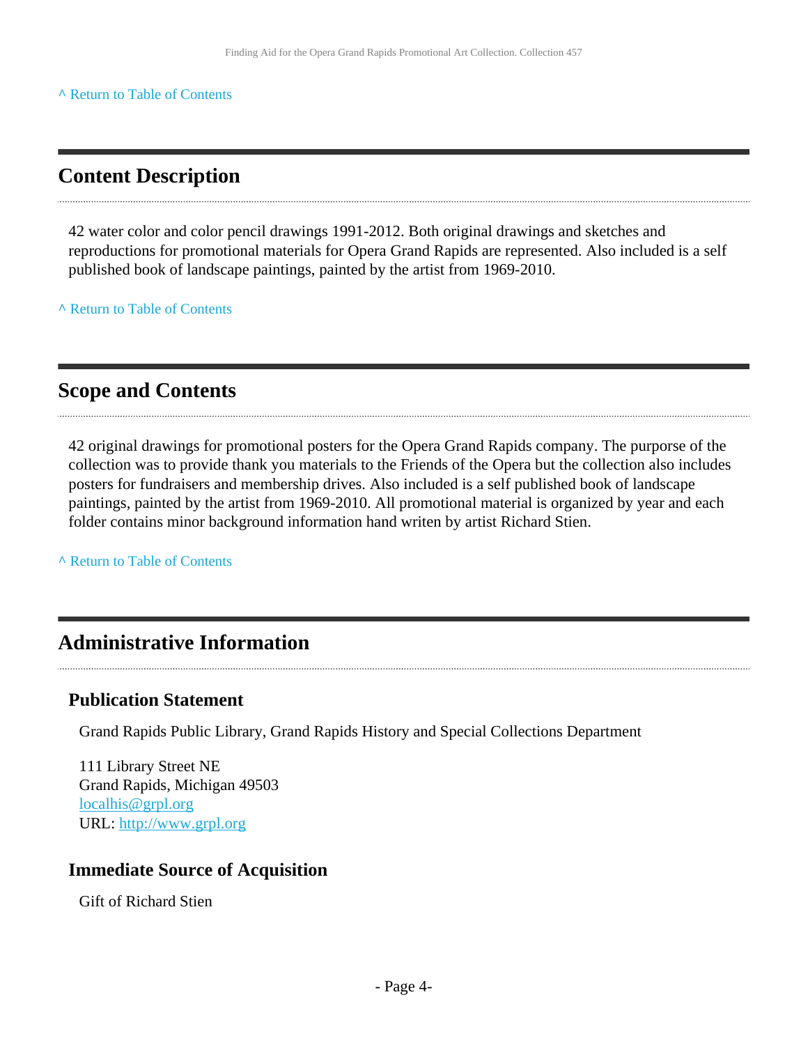^ Return to Table of Contents

## Content Description

42 water color and color pencil drawings 1991-2012. Both original drawings and sketches and reproductions for promotional materials for Opera Grand Rapids are represented. Also included is a self published book of landscape paintings, painted by the artist from 1969-2010.

^ Return to Table of Contents

## Scope and Contents

42 original drawings for promotional posters for the Opera Grand Rapids company. The purporse of the collection was to provide thank you materials to the Friends of the Opera but the collection also includes posters for fundraisers and membership drives. Also included is a self published book of landscape paintings, painted by the artist from 1969-2010. All promotional material is organized by year and each folder contains minor background information hand writen by artist Richard Stien.

^ Return to Table of Contents

## Administrative Information

### Publication Statement

Grand Rapids Public Library, Grand Rapids History and Special Collections Department

111 Library Street NE
Grand Rapids, Michigan 49503
localhis@grpl.org
URL: http://www.grpl.org

### Immediate Source of Acquisition

Gift of Richard Stien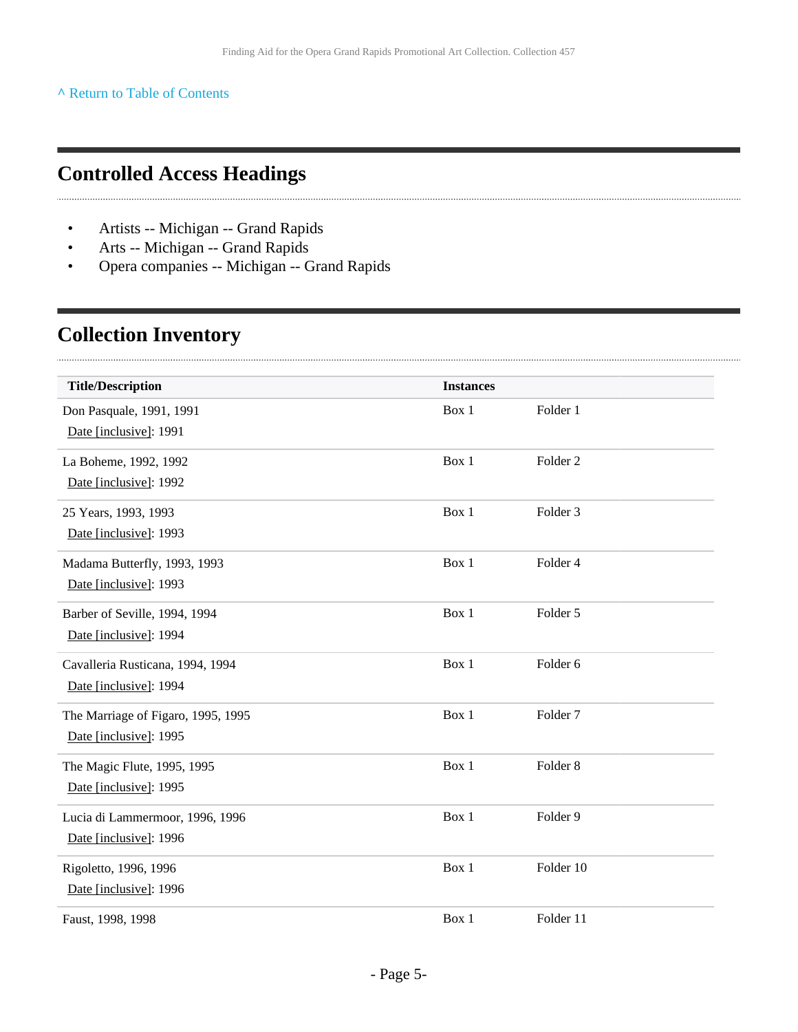^ Return to Table of Contents

## Controlled Access Headings

- Artists -- Michigan -- Grand Rapids
- Arts -- Michigan -- Grand Rapids
- Opera companies -- Michigan -- Grand Rapids

## Collection Inventory

| Title/Description | Instances | |
|---|---|---|
| Don Pasquale, 1991, 1991<br>Date [inclusive]: 1991 | Box 1 | Folder 1 |
| La Boheme, 1992, 1992<br>Date [inclusive]: 1992 | Box 1 | Folder 2 |
| 25 Years, 1993, 1993<br>Date [inclusive]: 1993 | Box 1 | Folder 3 |
| Madama Butterfly, 1993, 1993<br>Date [inclusive]: 1993 | Box 1 | Folder 4 |
| Barber of Seville, 1994, 1994<br>Date [inclusive]: 1994 | Box 1 | Folder 5 |
| Cavalleria Rusticana, 1994, 1994<br>Date [inclusive]: 1994 | Box 1 | Folder 6 |
| The Marriage of Figaro, 1995, 1995<br>Date [inclusive]: 1995 | Box 1 | Folder 7 |
| The Magic Flute, 1995, 1995<br>Date [inclusive]: 1995 | Box 1 | Folder 8 |
| Lucia di Lammermoor, 1996, 1996<br>Date [inclusive]: 1996 | Box 1 | Folder 9 |
| Rigoletto, 1996, 1996<br>Date [inclusive]: 1996 | Box 1 | Folder 10 |
| Faust, 1998, 1998 | Box 1 | Folder 11 |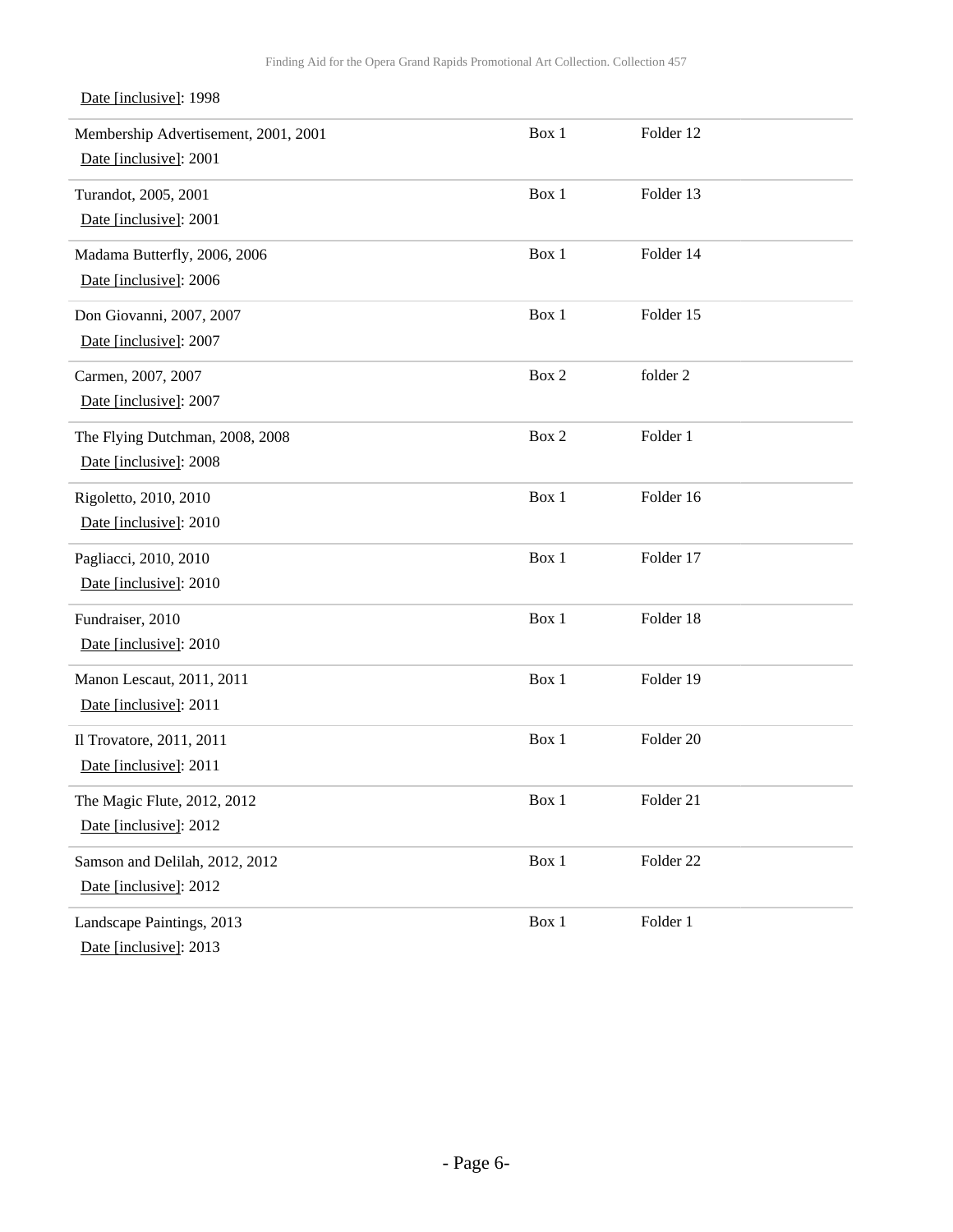Date [inclusive]: 1998

| | | |
|---|---|---|
| Membership Advertisement, 2001, 2001<br>Date [inclusive]: 2001 | Box 1 | Folder 12 |
| Turandot, 2005, 2001<br>Date [inclusive]: 2001 | Box 1 | Folder 13 |
| Madama Butterfly, 2006, 2006<br>Date [inclusive]: 2006 | Box 1 | Folder 14 |
| Don Giovanni, 2007, 2007<br>Date [inclusive]: 2007 | Box 1 | Folder 15 |
| Carmen, 2007, 2007<br>Date [inclusive]: 2007 | Box 2 | folder 2 |
| The Flying Dutchman, 2008, 2008<br>Date [inclusive]: 2008 | Box 2 | Folder 1 |
| Rigoletto, 2010, 2010<br>Date [inclusive]: 2010 | Box 1 | Folder 16 |
| Pagliacci, 2010, 2010<br>Date [inclusive]: 2010 | Box 1 | Folder 17 |
| Fundraiser, 2010<br>Date [inclusive]: 2010 | Box 1 | Folder 18 |
| Manon Lescaut, 2011, 2011<br>Date [inclusive]: 2011 | Box 1 | Folder 19 |
| Il Trovatore, 2011, 2011<br>Date [inclusive]: 2011 | Box 1 | Folder 20 |
| The Magic Flute, 2012, 2012<br>Date [inclusive]: 2012 | Box 1 | Folder 21 |
| Samson and Delilah, 2012, 2012<br>Date [inclusive]: 2012 | Box 1 | Folder 22 |
| Landscape Paintings, 2013<br>Date [inclusive]: 2013 | Box 1 | Folder 1 |